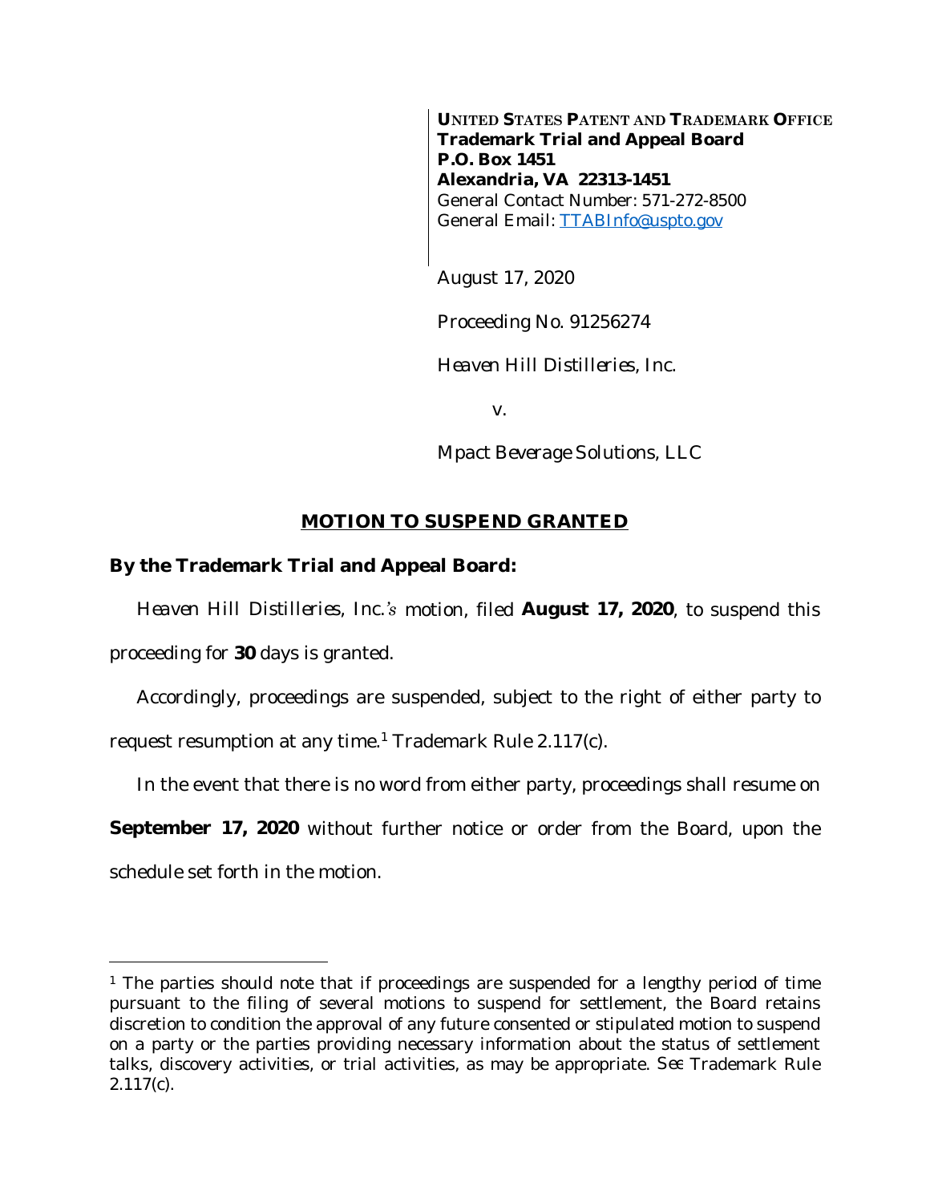**UNITED STATES PATENT AND TRADEMARK OFFICE**
**Trademark Trial and Appeal Board**
**P.O. Box 1451**
**Alexandria, VA 22313-1451**
General Contact Number: 571-272-8500
General Email: TTABInfo@uspto.gov

August 17, 2020

Proceeding No. 91256274

*Heaven Hill Distilleries, Inc.*

v.

*Mpact Beverage Solutions, LLC*

## MOTION TO SUSPEND GRANTED

**By the Trademark Trial and Appeal Board:**

*Heaven Hill Distilleries, Inc.'s* motion, filed **August 17, 2020**, to suspend this proceeding for **30** days is granted.

Accordingly, proceedings are suspended, subject to the right of either party to request resumption at any time.[1] Trademark Rule 2.117(c).

In the event that there is no word from either party, proceedings shall resume on **September 17, 2020** without further notice or order from the Board, upon the schedule set forth in the motion.

---

[1] The parties should note that if proceedings are suspended for a lengthy period of time pursuant to the filing of several motions to suspend for settlement, the Board retains discretion to condition the approval of any future consented or stipulated motion to suspend on a party or the parties providing necessary information about the status of settlement talks, discovery activities, or trial activities, as may be appropriate. *See* Trademark Rule 2.117(c).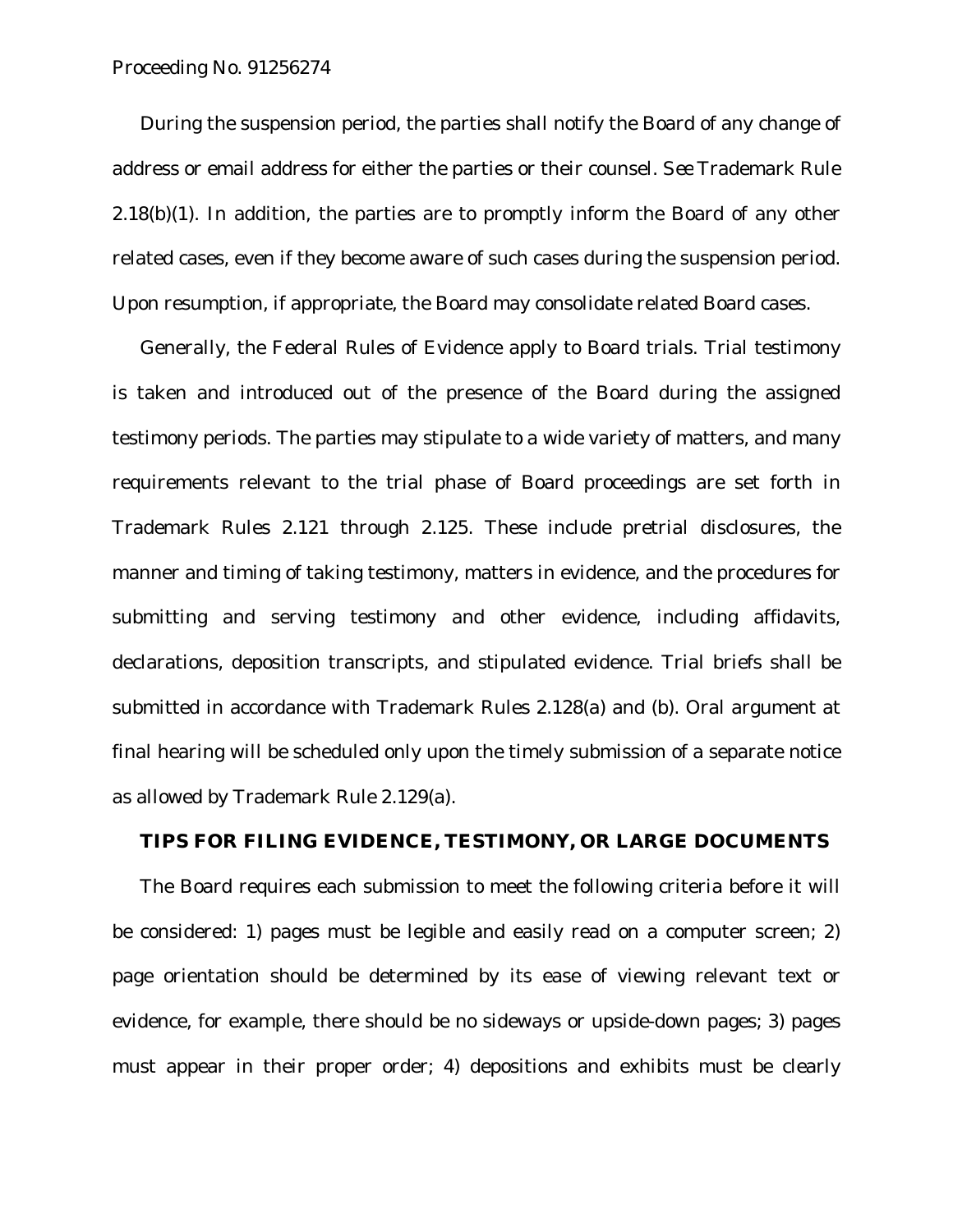During the suspension period, the parties shall notify the Board of any change of address or email address for either the parties or their counsel. *See* Trademark Rule 2.18(b)(1). In addition, the parties are to promptly inform the Board of any other related cases, even if they become aware of such cases during the suspension period. Upon resumption, if appropriate, the Board may consolidate related Board cases.

Generally, the Federal Rules of Evidence apply to Board trials. Trial testimony is taken and introduced out of the presence of the Board during the assigned testimony periods. The parties may stipulate to a wide variety of matters, and many requirements relevant to the trial phase of Board proceedings are set forth in Trademark Rules 2.121 through 2.125. These include pretrial disclosures, the manner and timing of taking testimony, matters in evidence, and the procedures for submitting and serving testimony and other evidence, including affidavits, declarations, deposition transcripts, and stipulated evidence. Trial briefs shall be submitted in accordance with Trademark Rules 2.128(a) and (b). Oral argument at final hearing will be scheduled only upon the timely submission of a separate notice as allowed by Trademark Rule 2.129(a).

## TIPS FOR FILING EVIDENCE, TESTIMONY, OR LARGE DOCUMENTS

The Board requires each submission to meet the following criteria before it will be considered: 1) pages must be legible and easily read on a computer screen; 2) page orientation should be determined by its ease of viewing relevant text or evidence, for example, there should be no sideways or upside-down pages; 3) pages must appear in their proper order; 4) depositions and exhibits must be clearly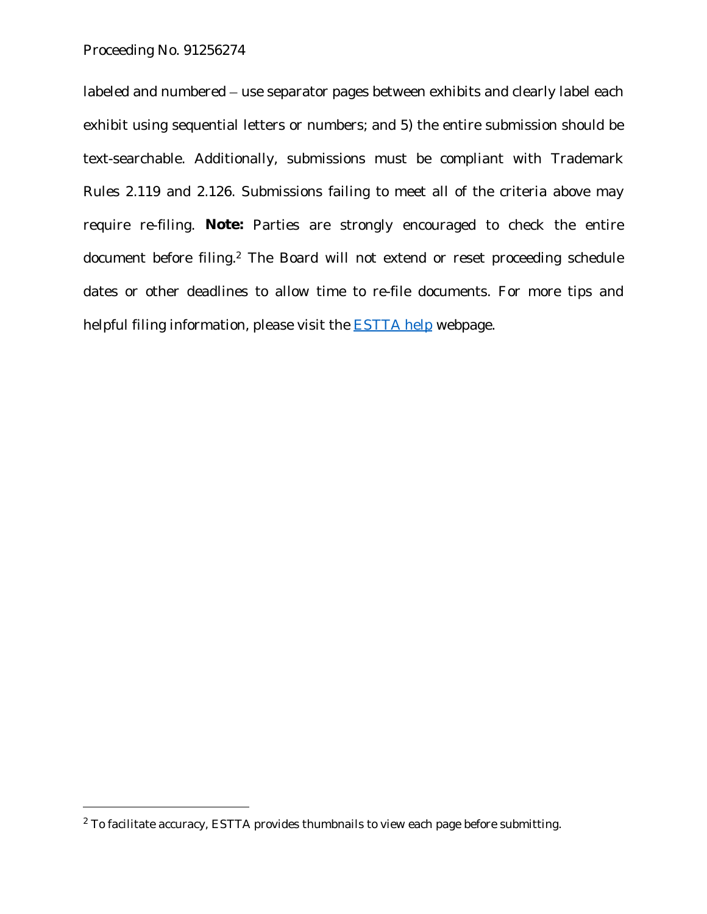labeled and numbered – use separator pages between exhibits and clearly label each exhibit using sequential letters or numbers; and 5) the entire submission should be text-searchable. Additionally, submissions must be compliant with Trademark Rules 2.119 and 2.126. Submissions failing to meet all of the criteria above may require re-filing. **Note:** Parties are strongly encouraged to check the entire document before filing.[2] The Board will not extend or reset proceeding schedule dates or other deadlines to allow time to re-file documents. For more tips and helpful filing information, please visit the ESTTA help webpage.

---

[2] To facilitate accuracy, ESTTA provides thumbnails to view each page before submitting.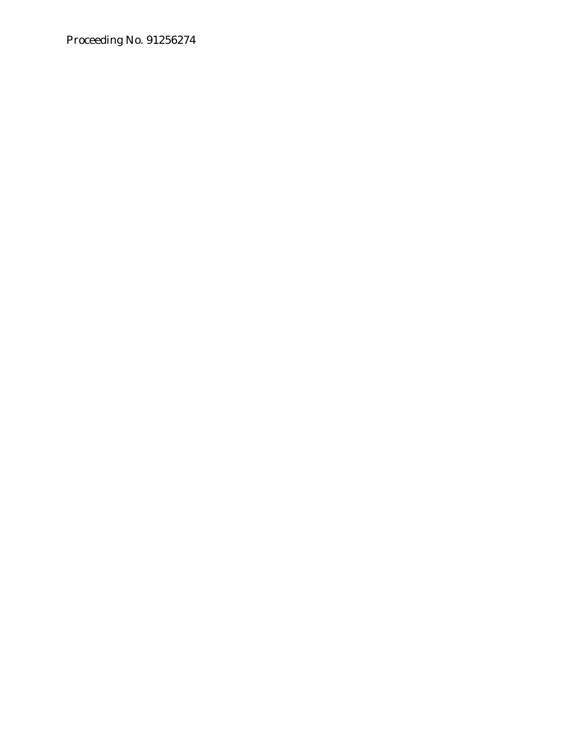Proceeding No. 91256274